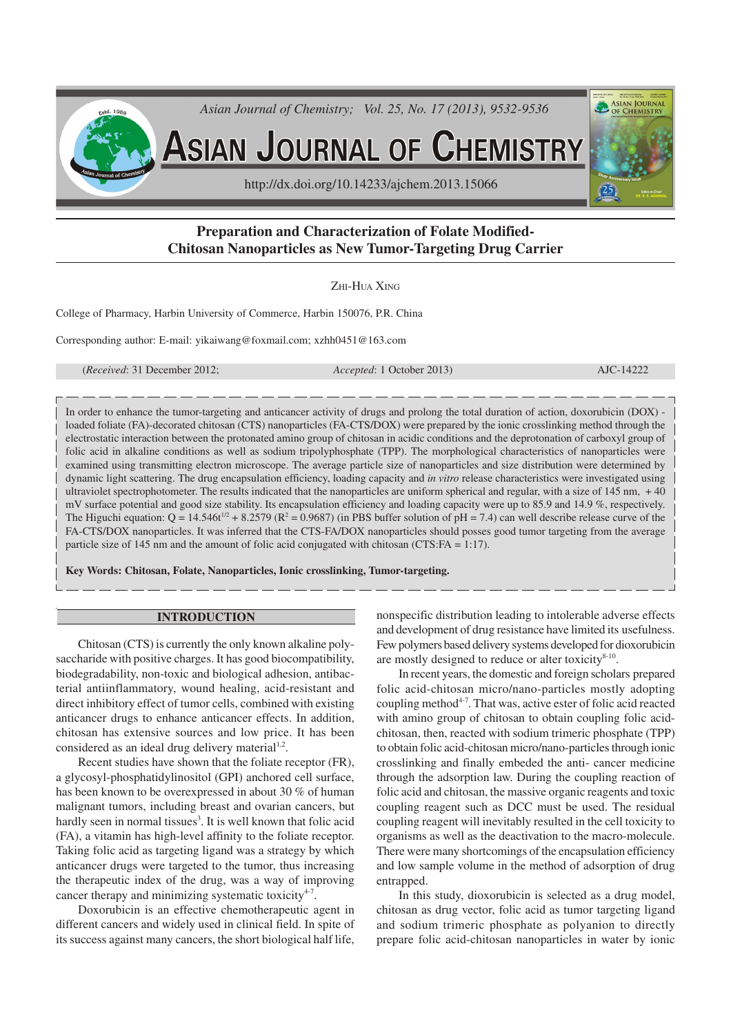# Preparation and Characterization of Folate Modified-Chitosan Nanoparticles as New Tumor-Targeting Drug Carrier

Zhi-Hua Xing

College of Pharmacy, Harbin University of Commerce, Harbin 150076, P.R. China

Corresponding author: E-mail: yikaiwang@foxmail.com; xzhh0451@163.com

(*Received*: 31 December 2012; *Accepted*: 1 October 2013) AJC-14222

In order to enhance the tumor-targeting and anticancer activity of drugs and prolong the total duration of action, doxorubicin (DOX) - loaded foliate (FA)-decorated chitosan (CTS) nanoparticles (FA-CTS/DOX) were prepared by the ionic crosslinking method through the electrostatic interaction between the protonated amino group of chitosan in acidic conditions and the deprotonation of carboxyl group of folic acid in alkaline conditions as well as sodium tripolyphosphate (TPP). The morphological characteristics of nanoparticles were examined using transmitting electron microscope. The average particle size of nanoparticles and size distribution were determined by dynamic light scattering. The drug encapsulation efficiency, loading capacity and *in vitro* release characteristics were investigated using ultraviolet spectrophotometer. The results indicated that the nanoparticles are uniform spherical and regular, with a size of 145 nm, + 40 mV surface potential and good size stability. Its encapsulation efficiency and loading capacity were up to 85.9 and 14.9 %, respectively. The Higuchi equation: $Q = 14.546t^{1/2} + 8.2579$ ($R^2 = 0.9687$) (in PBS buffer solution of pH = 7.4) can well describe release curve of the FA-CTS/DOX nanoparticles. It was inferred that the CTS-FA/DOX nanoparticles should posses good tumor targeting from the average particle size of 145 nm and the amount of folic acid conjugated with chitosan (CTS:FA = 1:17).

**Key Words: Chitosan, Folate, Nanoparticles, Ionic crosslinking, Tumor-targeting.**

## INTRODUCTION

Chitosan (CTS) is currently the only known alkaline polysaccharide with positive charges. It has good biocompatibility, biodegradability, non-toxic and biological adhesion, antibacterial antiinflammatory, wound healing, acid-resistant and direct inhibitory effect of tumor cells, combined with existing anticancer drugs to enhance anticancer effects. In addition, chitosan has extensive sources and low price. It has been considered as an ideal drug delivery material[1,2].

Recent studies have shown that the foliate receptor (FR), a glycosyl-phosphatidylinositol (GPI) anchored cell surface, has been known to be overexpressed in about 30 % of human malignant tumors, including breast and ovarian cancers, but hardly seen in normal tissues[3]. It is well known that folic acid (FA), a vitamin has high-level affinity to the foliate receptor. Taking folic acid as targeting ligand was a strategy by which anticancer drugs were targeted to the tumor, thus increasing the therapeutic index of the drug, was a way of improving cancer therapy and minimizing systematic toxicity[4-7].

Doxorubicin is an effective chemotherapeutic agent in different cancers and widely used in clinical field. In spite of its success against many cancers, the short biological half life, nonspecific distribution leading to intolerable adverse effects and development of drug resistance have limited its usefulness. Few polymers based delivery systems developed for dioxorubicin are mostly designed to reduce or alter toxicity[8-10].

In recent years, the domestic and foreign scholars prepared folic acid-chitosan micro/nano-particles mostly adopting coupling method[4-7]. That was, active ester of folic acid reacted with amino group of chitosan to obtain coupling folic acid-chitosan, then, reacted with sodium trimeric phosphate (TPP) to obtain folic acid-chitosan micro/nano-particles through ionic crosslinking and finally embeded the anti- cancer medicine through the adsorption law. During the coupling reaction of folic acid and chitosan, the massive organic reagents and toxic coupling reagent such as DCC must be used. The residual coupling reagent will inevitably resulted in the cell toxicity to organisms as well as the deactivation to the macro-molecule. There were many shortcomings of the encapsulation efficiency and low sample volume in the method of adsorption of drug entrapped.

In this study, dioxorubicin is selected as a drug model, chitosan as drug vector, folic acid as tumor targeting ligand and sodium trimeric phosphate as polyanion to directly prepare folic acid-chitosan nanoparticles in water by ionic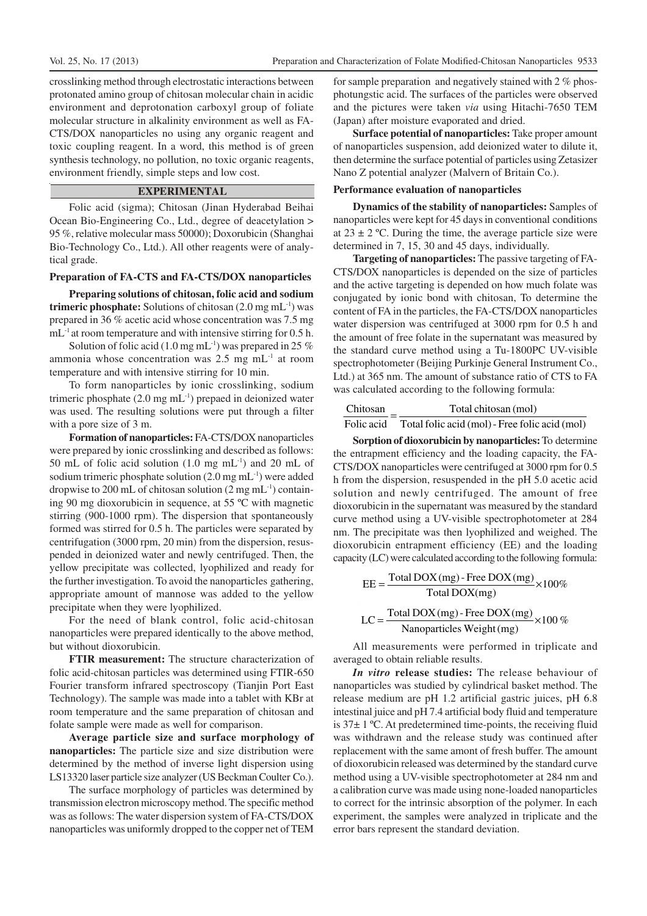crosslinking method through electrostatic interactions between protonated amino group of chitosan molecular chain in acidic environment and deprotonation carboxyl group of foliate molecular structure in alkalinity environment as well as FA-CTS/DOX nanoparticles no using any organic reagent and toxic coupling reagent. In a word, this method is of green synthesis technology, no pollution, no toxic organic reagents, environment friendly, simple steps and low cost.

## EXPERIMENTAL

Folic acid (sigma); Chitosan (Jinan Hyderabad Beihai Ocean Bio-Engineering Co., Ltd., degree of deacetylation > 95 %, relative molecular mass 50000); Doxorubicin (Shanghai Bio-Technology Co., Ltd.). All other reagents were of analytical grade.

### Preparation of FA-CTS and FA-CTS/DOX nanoparticles

**Preparing solutions of chitosan, folic acid and sodium trimeric phosphate:** Solutions of chitosan (2.0 mg mL$^{-1}$) was prepared in 36 % acetic acid whose concentration was 7.5 mg mL$^{-1}$ at room temperature and with intensive stirring for 0.5 h.

Solution of folic acid (1.0 mg mL$^{-1}$) was prepared in 25 % ammonia whose concentration was 2.5 mg mL$^{-1}$ at room temperature and with intensive stirring for 10 min.

To form nanoparticles by ionic crosslinking, sodium trimeric phosphate (2.0 mg mL$^{-1}$) prepaed in deionized water was used. The resulting solutions were put through a filter with a pore size of 3 m.

**Formation of nanoparticles:** FA-CTS/DOX nanoparticles were prepared by ionic crosslinking and described as follows: 50 mL of folic acid solution (1.0 mg mL$^{-1}$) and 20 mL of sodium trimeric phosphate solution (2.0 mg mL$^{-1}$) were added dropwise to 200 mL of chitosan solution (2 mg mL$^{-1}$) containing 90 mg dioxorubicin in sequence, at 55 ºC with magnetic stirring (900-1000 rpm). The dispersion that spontaneously formed was stirred for 0.5 h. The particles were separated by centrifugation (3000 rpm, 20 min) from the dispersion, resuspended in deionized water and newly centrifuged. Then, the yellow precipitate was collected, lyophilized and ready for the further investigation. To avoid the nanoparticles gathering, appropriate amount of mannose was added to the yellow precipitate when they were lyophilized.

For the need of blank control, folic acid-chitosan nanoparticles were prepared identically to the above method, but without dioxorubicin.

**FTIR measurement:** The structure characterization of folic acid-chitosan particles was determined using FTIR-650 Fourier transform infrared spectroscopy (Tianjin Port East Technology). The sample was made into a tablet with KBr at room temperature and the same preparation of chitosan and folate sample were made as well for comparison.

**Average particle size and surface morphology of nanoparticles:** The particle size and size distribution were determined by the method of inverse light dispersion using LS13320 laser particle size analyzer (US Beckman Coulter Co.).

The surface morphology of particles was determined by transmission electron microscopy method. The specific method was as follows: The water dispersion system of FA-CTS/DOX nanoparticles was uniformly dropped to the copper net of TEM for sample preparation and negatively stained with 2 % phosphotungstic acid. The surfaces of the particles were observed and the pictures were taken *via* using Hitachi-7650 TEM (Japan) after moisture evaporated and dried.

**Surface potential of nanoparticles:** Take proper amount of nanoparticles suspension, add deionized water to dilute it, then determine the surface potential of particles using Zetasizer Nano Z potential analyzer (Malvern of Britain Co.).

### Performance evaluation of nanoparticles

**Dynamics of the stability of nanoparticles:** Samples of nanoparticles were kept for 45 days in conventional conditions at 23 ± 2 ºC. During the time, the average particle size were determined in 7, 15, 30 and 45 days, individually.

**Targeting of nanoparticles:** The passive targeting of FA-CTS/DOX nanoparticles is depended on the size of particles and the active targeting is depended on how much folate was conjugated by ionic bond with chitosan, To determine the content of FA in the particles, the FA-CTS/DOX nanoparticles water dispersion was centrifuged at 3000 rpm for 0.5 h and the amount of free folate in the supernatant was measured by the standard curve method using a Tu-1800PC UV-visible spectrophotometer (Beijing Purkinje General Instrument Co., Ltd.) at 365 nm. The amount of substance ratio of CTS to FA was calculated according to the following formula:

$$\frac{\text{Chitosan}}{\text{Folic acid}} = \frac{\text{Total chitosan (mol)}}{\text{Total folic acid (mol) - Free folic acid (mol)}}$$

**Sorption of dioxorubicin by nanoparticles:** To determine the entrapment efficiency and the loading capacity, the FA-CTS/DOX nanoparticles were centrifuged at 3000 rpm for 0.5 h from the dispersion, resuspended in the pH 5.0 acetic acid solution and newly centrifuged. The amount of free dioxorubicin in the supernatant was measured by the standard curve method using a UV-visible spectrophotometer at 284 nm. The precipitate was then lyophilized and weighed. The dioxorubicin entrapment efficiency (EE) and the loading capacity (LC) were calculated according to the following formula:

$$\text{EE} = \frac{\text{Total DOX (mg) - Free DOX (mg)}}{\text{Total DOX(mg)}} \times 100\%$$

$$\text{LC} = \frac{\text{Total DOX (mg) - Free DOX (mg)}}{\text{Nanoparticles Weight (mg)}} \times 100\ \%$$

All measurements were performed in triplicate and averaged to obtain reliable results.

***In vitro* release studies:** The release behaviour of nanoparticles was studied by cylindrical basket method. The release medium are pH 1.2 artificial gastric juices, pH 6.8 intestinal juice and pH 7.4 artificial body fluid and temperature is 37± 1 ºC. At predetermined time-points, the receiving fluid was withdrawn and the release study was continued after replacement with the same amont of fresh buffer. The amount of dioxorubicin released was determined by the standard curve method using a UV-visible spectrophotometer at 284 nm and a calibration curve was made using none-loaded nanoparticles to correct for the intrinsic absorption of the polymer. In each experiment, the samples were analyzed in triplicate and the error bars represent the standard deviation.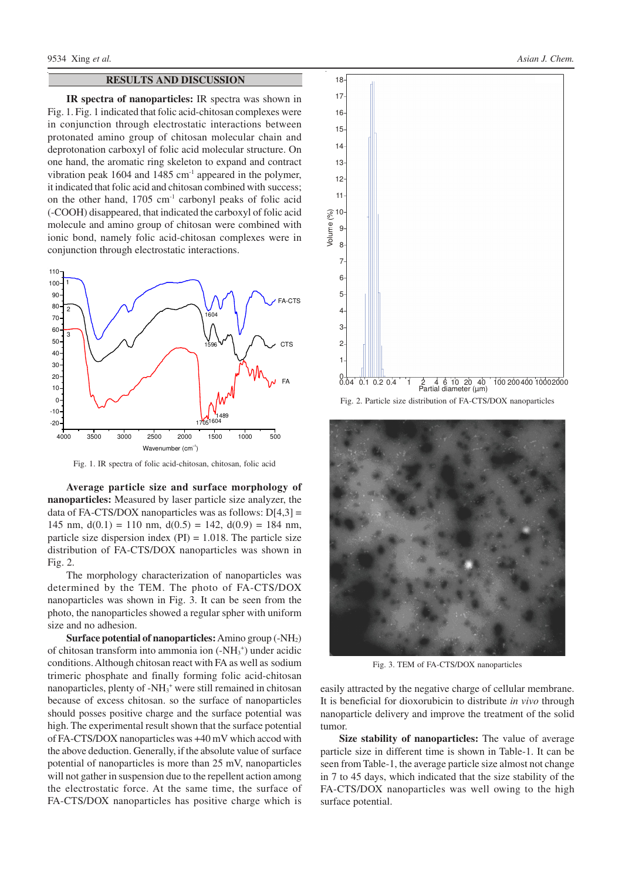## RESULTS AND DISCUSSION

**IR spectra of nanoparticles:** IR spectra was shown in Fig. 1. Fig. 1 indicated that folic acid-chitosan complexes were in conjunction through electrostatic interactions between protonated amino group of chitosan molecular chain and deprotonation carboxyl of folic acid molecular structure. On one hand, the aromatic ring skeleton to expand and contract vibration peak 1604 and 1485 $cm^{-1}$ appeared in the polymer, it indicated that folic acid and chitosan combined with success; on the other hand, 1705 $cm^{-1}$ carbonyl peaks of folic acid (-COOH) disappeared, that indicated the carboxyl of folic acid molecule and amino group of chitosan were combined with ionic bond, namely folic acid-chitosan complexes were in conjunction through electrostatic interactions.

Fig. 1. IR spectra of folic acid-chitosan, chitosan, folic acid

**Average particle size and surface morphology of nanoparticles:** Measured by laser particle size analyzer, the data of FA-CTS/DOX nanoparticles was as follows: D[4,3] = 145 nm, d(0.1) = 110 nm, d(0.5) = 142, d(0.9) = 184 nm, particle size dispersion index (PI) = 1.018. The particle size distribution of FA-CTS/DOX nanoparticles was shown in Fig. 2.

The morphology characterization of nanoparticles was determined by the TEM. The photo of FA-CTS/DOX nanoparticles was shown in Fig. 3. It can be seen from the photo, the nanoparticles showed a regular spher with uniform size and no adhesion.

**Surface potential of nanoparticles:** Amino group ($-NH_2$) of chitosan transform into ammonia ion ($-NH_3^+$) under acidic conditions. Although chitosan react with FA as well as sodium trimeric phosphate and finally forming folic acid-chitosan nanoparticles, plenty of $-NH_3^+$ were still remained in chitosan because of excess chitosan. so the surface of nanoparticles should posses positive charge and the surface potential was high. The experimental result shown that the surface potential of FA-CTS/DOX nanoparticles was +40 mV which accod with the above deduction. Generally, if the absolute value of surface potential of nanoparticles is more than 25 mV, nanoparticles will not gather in suspension due to the repellent action among the electrostatic force. At the same time, the surface of FA-CTS/DOX nanoparticles has positive charge which is easily attracted by the negative charge of cellular membrane. It is beneficial for dioxorubicin to distribute *in vivo* through nanoparticle delivery and improve the treatment of the solid tumor.

Fig. 2. Particle size distribution of FA-CTS/DOX nanoparticles

Fig. 3. TEM of FA-CTS/DOX nanoparticles

**Size stability of nanoparticles:** The value of average particle size in different time is shown in Table-1. It can be seen from Table-1, the average particle size almost not change in 7 to 45 days, which indicated that the size stability of the FA-CTS/DOX nanoparticles was well owing to the high surface potential.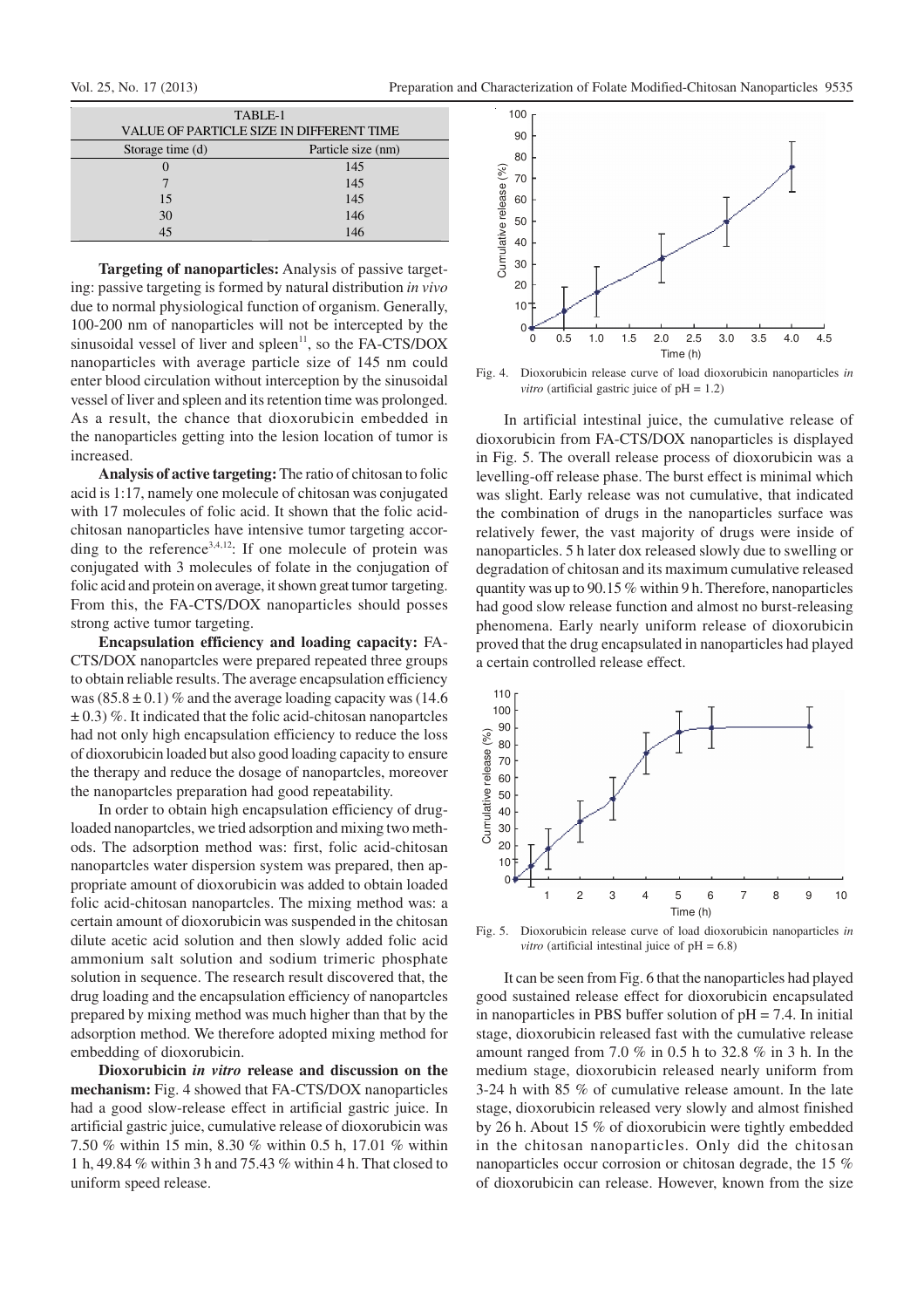TABLE-1
VALUE OF PARTICLE SIZE IN DIFFERENT TIME

| Storage time (d) | Particle size (nm) |
|---|---|
| 0 | 145 |
| 7 | 145 |
| 15 | 145 |
| 30 | 146 |
| 45 | 146 |

**Targeting of nanoparticles:** Analysis of passive targeting: passive targeting is formed by natural distribution *in vivo* due to normal physiological function of organism. Generally, 100-200 nm of nanoparticles will not be intercepted by the sinusoidal vessel of liver and spleen[11], so the FA-CTS/DOX nanoparticles with average particle size of 145 nm could enter blood circulation without interception by the sinusoidal vessel of liver and spleen and its retention time was prolonged. As a result, the chance that dioxorubicin embedded in the nanoparticles getting into the lesion location of tumor is increased.

**Analysis of active targeting:** The ratio of chitosan to folic acid is 1:17, namely one molecule of chitosan was conjugated with 17 molecules of folic acid. It shown that the folic acid-chitosan nanoparticles have intensive tumor targeting according to the reference[3,4,12]: If one molecule of protein was conjugated with 3 molecules of folate in the conjugation of folic acid and protein on average, it shown great tumor targeting. From this, the FA-CTS/DOX nanoparticles should posses strong active tumor targeting.

**Encapsulation efficiency and loading capacity:** FA-CTS/DOX nanopartcles were prepared repeated three groups to obtain reliable results. The average encapsulation efficiency was $(85.8 \pm 0.1)$ % and the average loading capacity was $(14.6 \pm 0.3)$ %. It indicated that the folic acid-chitosan nanopartcles had not only high encapsulation efficiency to reduce the loss of dioxorubicin loaded but also good loading capacity to ensure the therapy and reduce the dosage of nanopartcles, moreover the nanopartcles preparation had good repeatability.

In order to obtain high encapsulation efficiency of drug-loaded nanopartcles, we tried adsorption and mixing two methods. The adsorption method was: first, folic acid-chitosan nanopartcles water dispersion system was prepared, then appropriate amount of dioxorubicin was added to obtain loaded folic acid-chitosan nanopartcles. The mixing method was: a certain amount of dioxorubicin was suspended in the chitosan dilute acetic acid solution and then slowly added folic acid ammonium salt solution and sodium trimeric phosphate solution in sequence. The research result discovered that, the drug loading and the encapsulation efficiency of nanopartcles prepared by mixing method was much higher than that by the adsorption method. We therefore adopted mixing method for embedding of dioxorubicin.

**Dioxorubicin *in vitro* release and discussion on the mechanism:** Fig. 4 showed that FA-CTS/DOX nanoparticles had a good slow-release effect in artificial gastric juice. In artificial gastric juice, cumulative release of dioxorubicin was 7.50 % within 15 min, 8.30 % within 0.5 h, 17.01 % within 1 h, 49.84 % within 3 h and 75.43 % within 4 h. That closed to uniform speed release.

Fig. 4. Dioxorubicin release curve of load dioxorubicin nanoparticles *in vitro* (artificial gastric juice of pH = 1.2)

In artificial intestinal juice, the cumulative release of dioxorubicin from FA-CTS/DOX nanoparticles is displayed in Fig. 5. The overall release process of dioxorubicin was a levelling-off release phase. The burst effect is minimal which was slight. Early release was not cumulative, that indicated the combination of drugs in the nanoparticles surface was relatively fewer, the vast majority of drugs were inside of nanoparticles. 5 h later dox released slowly due to swelling or degradation of chitosan and its maximum cumulative released quantity was up to 90.15 % within 9 h. Therefore, nanoparticles had good slow release function and almost no burst-releasing phenomena. Early nearly uniform release of dioxorubicin proved that the drug encapsulated in nanoparticles had played a certain controlled release effect.

Fig. 5. Dioxorubicin release curve of load dioxorubicin nanoparticles *in vitro* (artificial intestinal juice of pH = 6.8)

It can be seen from Fig. 6 that the nanoparticles had played good sustained release effect for dioxorubicin encapsulated in nanoparticles in PBS buffer solution of pH = 7.4. In initial stage, dioxorubicin released fast with the cumulative release amount ranged from 7.0 % in 0.5 h to 32.8 % in 3 h. In the medium stage, dioxorubicin released nearly uniform from 3-24 h with 85 % of cumulative release amount. In the late stage, dioxorubicin released very slowly and almost finished by 26 h. About 15 % of dioxorubicin were tightly embedded in the chitosan nanoparticles. Only did the chitosan nanoparticles occur corrosion or chitosan degrade, the 15 % of dioxorubicin can release. However, known from the size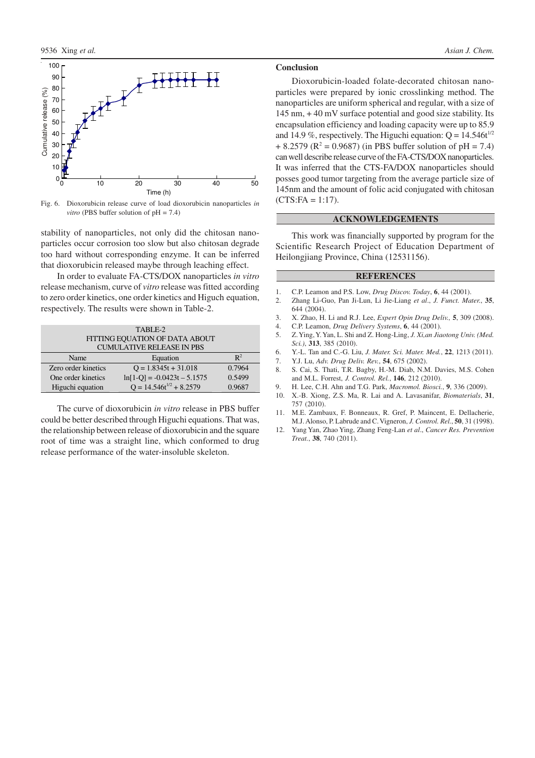100
90
80
70
60
50
40
30
20
10
0

Cumulative release (%)

0 10 20 30 40 50

Time (h)

Fig. 6. Doxorubicin release curve of load doxorubicin nanoparticles *in vitro* (PBS buffer solution of pH = 7.4)

stability of nanoparticles, not only did the chitosan nanoparticles occur corrosion too slow but also chitosan degrade too hard without corresponding enzyme. It can be inferred that dioxorubicin released maybe through leaching effect.

In order to evaluate FA-CTS/DOX nanoparticles *in vitro* release mechanism, curve of *vitro* release was fitted according to zero order kinetics, one order kinetics and Higuch equation, respectively. The results were shown in Table-2.

TABLE-2
FITTING EQUATION OF DATA ABOUT CUMULATIVE RELEASE IN PBS

| Name | Equation | $R^2$ |
|---|---|---|
| Zero order kinetics | $Q = 1.8345t + 31.018$ | 0.7964 |
| One order kinetics | $\ln[1-Q] = -0.0423t - 5.1575$ | 0.5499 |
| Higuchi equation | $Q = 14.546t^{1/2} + 8.2579$ | 0.9687 |

The curve of dioxorubicin *in vitro* release in PBS buffer could be better described through Higuchi equations. That was, the relationship between release of dioxorubicin and the square root of time was a straight line, which conformed to drug release performance of the water-insoluble skeleton.

## Conclusion

Dioxorubicin-loaded folate-decorated chitosan nanoparticles were prepared by ionic crosslinking method. The nanoparticles are uniform spherical and regular, with a size of 145 nm, + 40 mV surface potential and good size stability. Its encapsulation efficiency and loading capacity were up to 85.9 and 14.9 %, respectively. The Higuchi equation: $Q = 14.546t^{1/2} + 8.2579$ ($R^2 = 0.9687$) (in PBS buffer solution of pH = 7.4) can well describe release curve of the FA-CTS/DOX nanoparticles. It was inferred that the CTS-FA/DOX nanoparticles should posses good tumor targeting from the average particle size of 145nm and the amount of folic acid conjugated with chitosan (CTS:FA = 1:17).

## ACKNOWLEDGEMENTS

This work was financially supported by program for the Scientific Research Project of Education Department of Heilongjiang Province, China (12531156).

## REFERENCES

1. C.P. Leamon and P.S. Low, *Drug Discov. Today*, **6**, 44 (2001).
2. Zhang Li-Guo, Pan Ji-Lun, Li Jie-Liang *et al*., *J. Funct. Mater.*, **35**, 644 (2004).
3. X. Zhao, H. Li and R.J. Lee, *Expert Opin Drug Deliv.,* **5**, 309 (2008).
4. C.P. Leamon, *Drug Delivery Systems*, **6**, 44 (2001).
5. Z. Ying, Y. Yan, L. Shi and Z. Hong-Ling, *J. Xi,an Jiaotong Univ. (Med. Sci.)*, **313**, 385 (2010).
6. Y.-L. Tan and C.-G. Liu, *J. Mater. Sci. Mater. Med.*, **22**, 1213 (2011).
7. Y.J. Lu, *Adv. Drug Deliv. Rev.*, **54**, 675 (2002).
8. S. Cai, S. Thati, T.R. Bagby, H.-M. Diab, N.M. Davies, M.S. Cohen and M.L. Forrest, *J. Control. Rel.*, **146**, 212 (2010).
9. H. Lee, C.H. Ahn and T.G. Park, *Macromol. Biosci.*, **9**, 336 (2009).
10. X.-B. Xiong, Z.S. Ma, R. Lai and A. Lavasanifar, *Biomaterials*, **31**, 757 (2010).
11. M.E. Zambaux, F. Bonneaux, R. Gref, P. Maincent, E. Dellacherie, M.J. Alonso, P. Labrude and C. Vigneron, *J. Control. Rel.*, **50**, 31 (1998).
12. Yang Yan, Zhao Ying, Zhang Feng-Lan *et al*., *Cancer Res. Prevention Treat.*, **38**, 740 (2011).